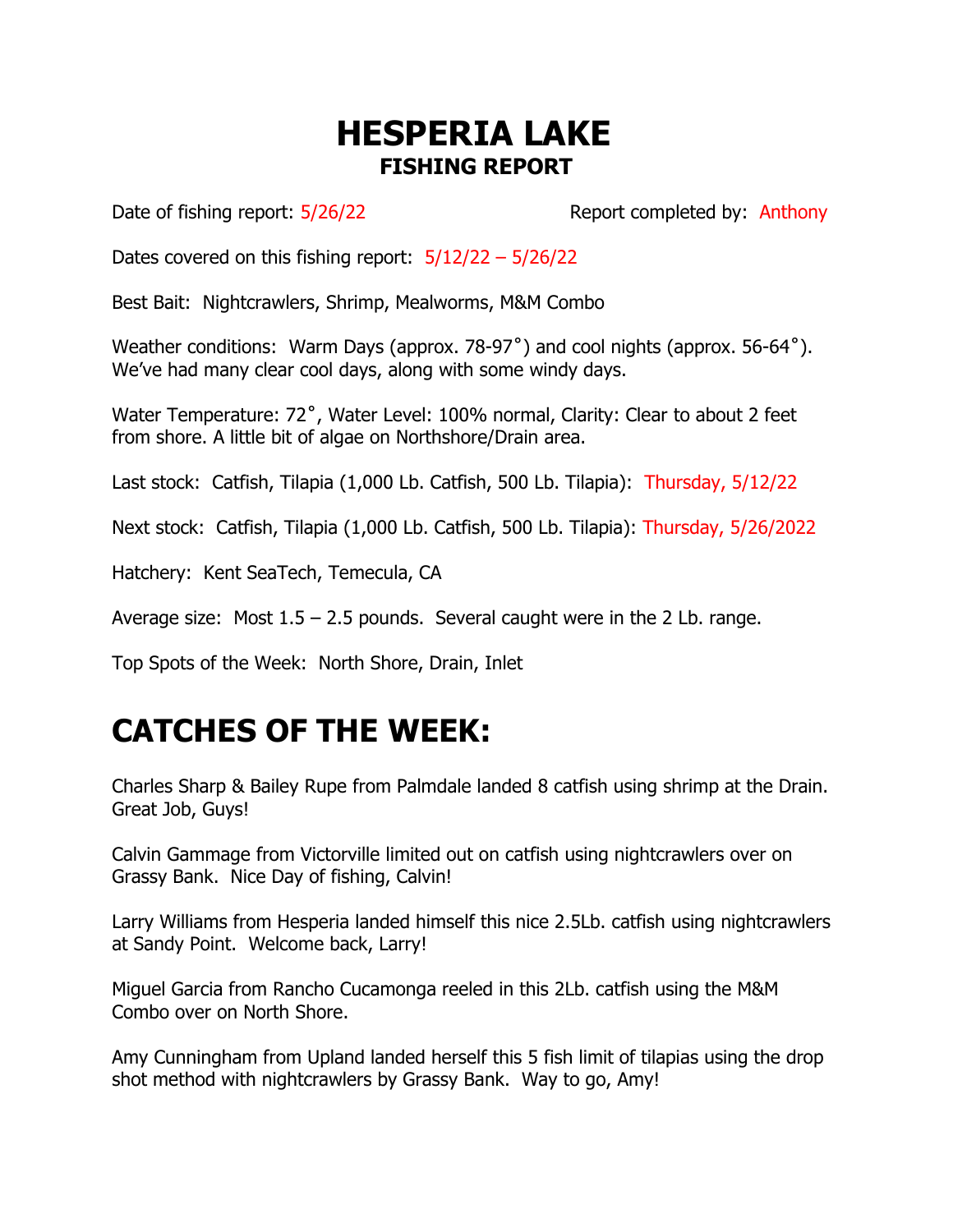# HESPERIA LAKE

## FISHING REPORT

Date of fishing report: 5/26/22 Report completed by: Anthony

Dates covered on this fishing report: 5/12/22 – 5/26/22

Best Bait: Nightcrawlers, Shrimp, Mealworms, M&M Combo

Weather conditions: Warm Days (approx. 78-97˚) and cool nights (approx. 56-64˚). We've had many clear cool days, along with some windy days.

Water Temperature: 72˚, Water Level: 100% normal, Clarity: Clear to about 2 feet from shore. A little bit of algae on Northshore/Drain area.

Last stock: Catfish, Tilapia (1,000 Lb. Catfish, 500 Lb. Tilapia): Thursday, 5/12/22

Next stock: Catfish, Tilapia (1,000 Lb. Catfish, 500 Lb. Tilapia): Thursday, 5/26/2022

Hatchery: Kent SeaTech, Temecula, CA

Average size: Most 1.5 – 2.5 pounds. Several caught were in the 2 Lb. range.

Top Spots of the Week: North Shore, Drain, Inlet

# CATCHES OF THE WEEK:

Charles Sharp & Bailey Rupe from Palmdale landed 8 catfish using shrimp at the Drain. Great Job, Guys!

Calvin Gammage from Victorville limited out on catfish using nightcrawlers over on Grassy Bank. Nice Day of fishing, Calvin!

Larry Williams from Hesperia landed himself this nice 2.5Lb. catfish using nightcrawlers at Sandy Point. Welcome back, Larry!

Miguel Garcia from Rancho Cucamonga reeled in this 2Lb. catfish using the M&M Combo over on North Shore.

Amy Cunningham from Upland landed herself this 5 fish limit of tilapias using the drop shot method with nightcrawlers by Grassy Bank. Way to go, Amy!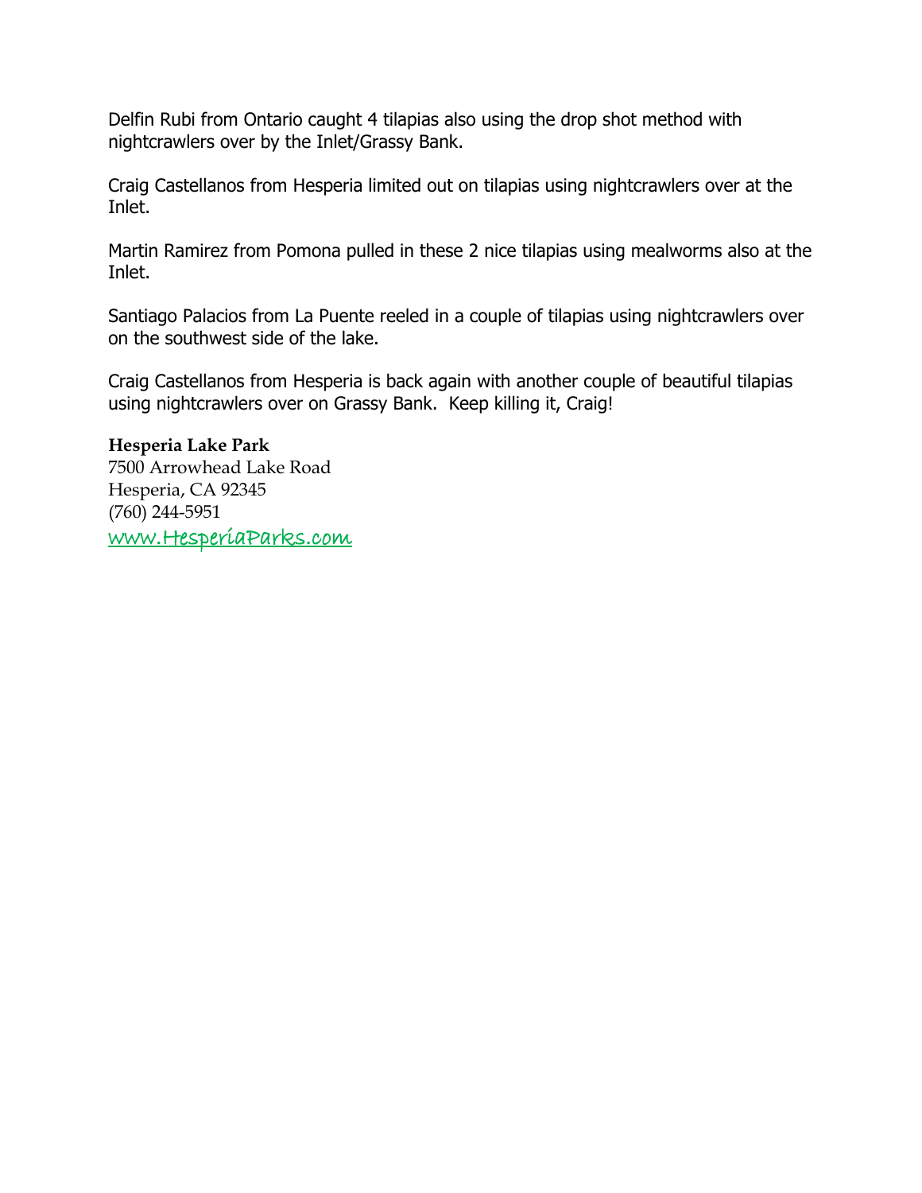Delfin Rubi from Ontario caught 4 tilapias also using the drop shot method with nightcrawlers over by the Inlet/Grassy Bank.

Craig Castellanos from Hesperia limited out on tilapias using nightcrawlers over at the Inlet.

Martin Ramirez from Pomona pulled in these 2 nice tilapias using mealworms also at the Inlet.

Santiago Palacios from La Puente reeled in a couple of tilapias using nightcrawlers over on the southwest side of the lake.

Craig Castellanos from Hesperia is back again with another couple of beautiful tilapias using nightcrawlers over on Grassy Bank.  Keep killing it, Craig!

**Hesperia Lake Park**
7500 Arrowhead Lake Road
Hesperia, CA 92345
(760) 244-5951
www.HesperiaParks.com